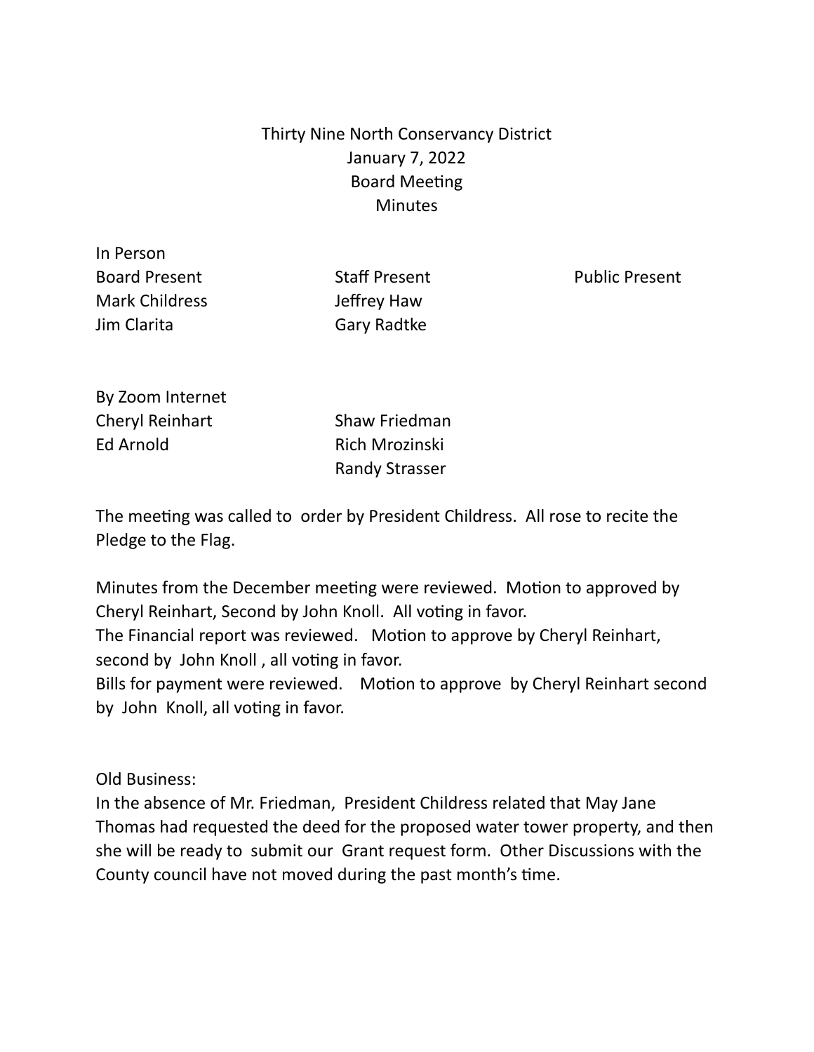# Thirty Nine North Conservancy District
## January 7, 2022
## Board Meeting
## Minutes

In Person

| Board Present | Staff Present | Public Present |
| --- | --- | --- |
| Mark Childress | Jeffrey Haw | |
| Jim Clarita | Gary Radtke | |

By Zoom Internet

| | |
| --- | --- |
| Cheryl Reinhart | Shaw Friedman |
| Ed Arnold | Rich Mrozinski |
| | Randy Strasser |

The meeting was called to order by President Childress. All rose to recite the Pledge to the Flag.

Minutes from the December meeting were reviewed. Motion to approved by Cheryl Reinhart, Second by John Knoll. All voting in favor.
The Financial report was reviewed. Motion to approve by Cheryl Reinhart, second by John Knoll , all voting in favor.
Bills for payment were reviewed. Motion to approve by Cheryl Reinhart second by John Knoll, all voting in favor.

Old Business:
In the absence of Mr. Friedman, President Childress related that May Jane Thomas had requested the deed for the proposed water tower property, and then she will be ready to submit our Grant request form. Other Discussions with the County council have not moved during the past month's time.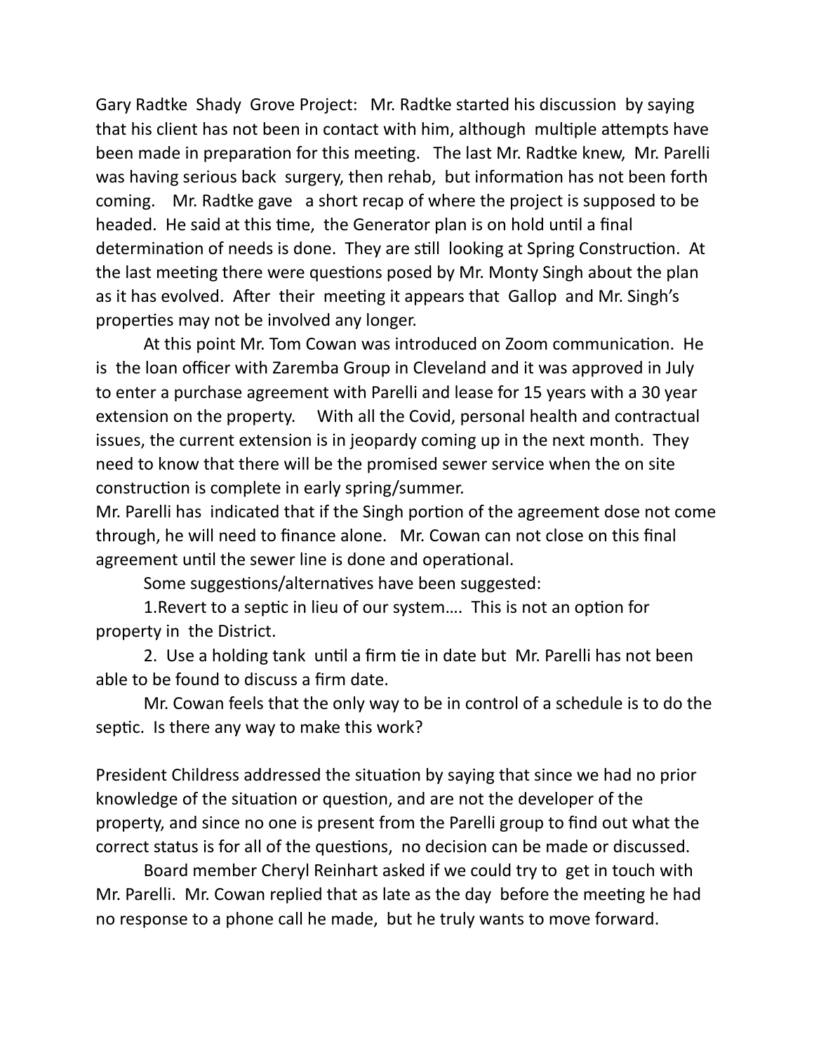Gary Radtke Shady Grove Project: Mr. Radtke started his discussion by saying that his client has not been in contact with him, although multiple attempts have been made in preparation for this meeting. The last Mr. Radtke knew, Mr. Parelli was having serious back surgery, then rehab, but information has not been forth coming. Mr. Radtke gave a short recap of where the project is supposed to be headed. He said at this time, the Generator plan is on hold until a final determination of needs is done. They are still looking at Spring Construction. At the last meeting there were questions posed by Mr. Monty Singh about the plan as it has evolved. After their meeting it appears that Gallop and Mr. Singh's properties may not be involved any longer.

At this point Mr. Tom Cowan was introduced on Zoom communication. He is the loan officer with Zaremba Group in Cleveland and it was approved in July to enter a purchase agreement with Parelli and lease for 15 years with a 30 year extension on the property. With all the Covid, personal health and contractual issues, the current extension is in jeopardy coming up in the next month. They need to know that there will be the promised sewer service when the on site construction is complete in early spring/summer.

Mr. Parelli has indicated that if the Singh portion of the agreement dose not come through, he will need to finance alone. Mr. Cowan can not close on this final agreement until the sewer line is done and operational.

Some suggestions/alternatives have been suggested:

1.Revert to a septic in lieu of our system…. This is not an option for property in the District.

2. Use a holding tank until a firm tie in date but Mr. Parelli has not been able to be found to discuss a firm date.

Mr. Cowan feels that the only way to be in control of a schedule is to do the septic. Is there any way to make this work?

President Childress addressed the situation by saying that since we had no prior knowledge of the situation or question, and are not the developer of the property, and since no one is present from the Parelli group to find out what the correct status is for all of the questions, no decision can be made or discussed.

Board member Cheryl Reinhart asked if we could try to get in touch with Mr. Parelli. Mr. Cowan replied that as late as the day before the meeting he had no response to a phone call he made, but he truly wants to move forward.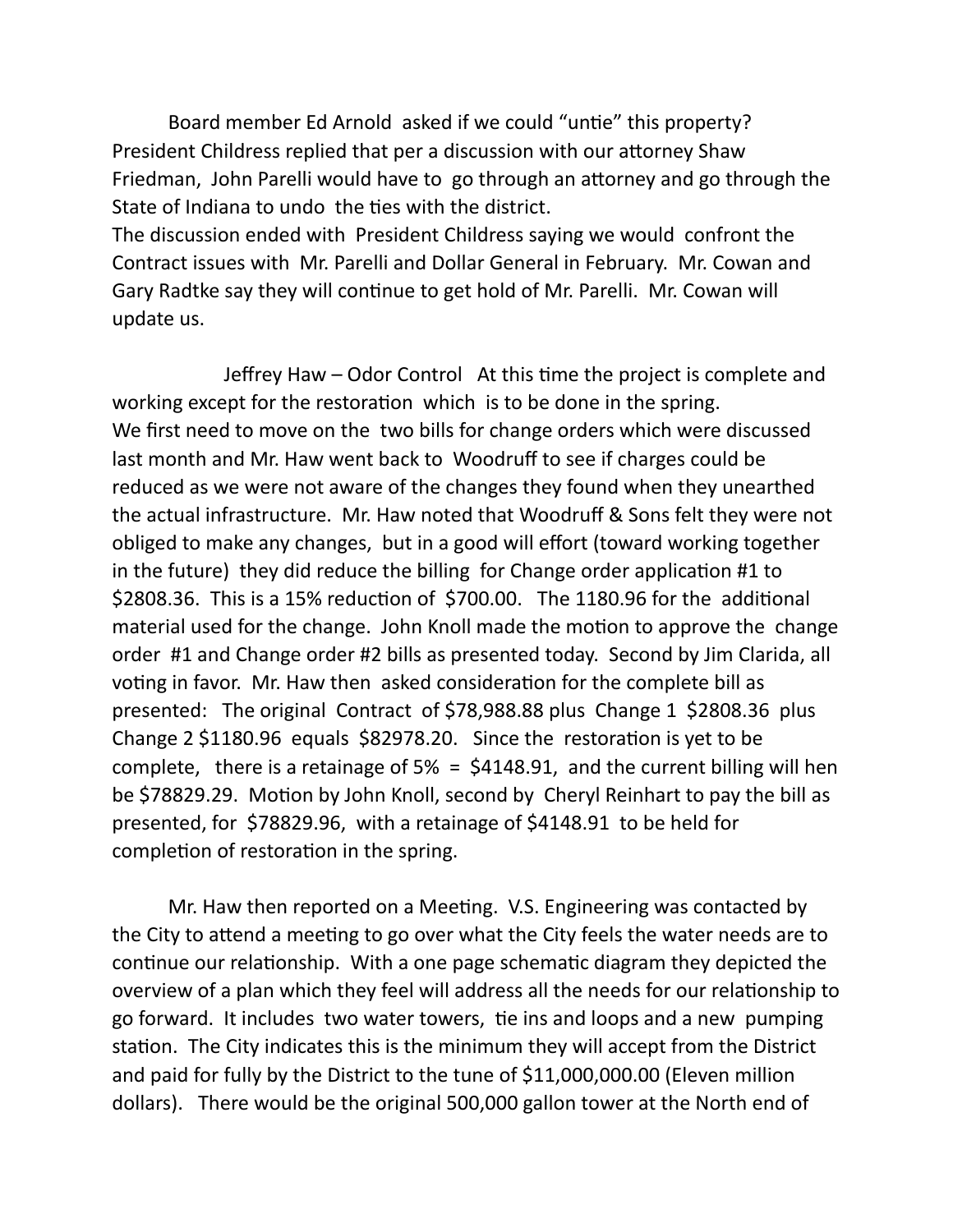Board member Ed Arnold asked if we could "untie" this property? President Childress replied that per a discussion with our attorney Shaw Friedman, John Parelli would have to go through an attorney and go through the State of Indiana to undo the ties with the district.
The discussion ended with President Childress saying we would confront the Contract issues with Mr. Parelli and Dollar General in February. Mr. Cowan and Gary Radtke say they will continue to get hold of Mr. Parelli. Mr. Cowan will update us.

Jeffrey Haw – Odor Control At this time the project is complete and working except for the restoration which is to be done in the spring.
We first need to move on the two bills for change orders which were discussed last month and Mr. Haw went back to Woodruff to see if charges could be reduced as we were not aware of the changes they found when they unearthed the actual infrastructure. Mr. Haw noted that Woodruff & Sons felt they were not obliged to make any changes, but in a good will effort (toward working together in the future) they did reduce the billing for Change order application #1 to $2808.36. This is a 15% reduction of $700.00. The 1180.96 for the additional material used for the change. John Knoll made the motion to approve the change order #1 and Change order #2 bills as presented today. Second by Jim Clarida, all voting in favor. Mr. Haw then asked consideration for the complete bill as presented: The original Contract of $78,988.88 plus Change 1 $2808.36 plus Change 2 $1180.96 equals $82978.20. Since the restoration is yet to be complete, there is a retainage of 5% = $4148.91, and the current billing will hen be $78829.29. Motion by John Knoll, second by Cheryl Reinhart to pay the bill as presented, for $78829.96, with a retainage of $4148.91 to be held for completion of restoration in the spring.

Mr. Haw then reported on a Meeting. V.S. Engineering was contacted by the City to attend a meeting to go over what the City feels the water needs are to continue our relationship. With a one page schematic diagram they depicted the overview of a plan which they feel will address all the needs for our relationship to go forward. It includes two water towers, tie ins and loops and a new pumping station. The City indicates this is the minimum they will accept from the District and paid for fully by the District to the tune of $11,000,000.00 (Eleven million dollars). There would be the original 500,000 gallon tower at the North end of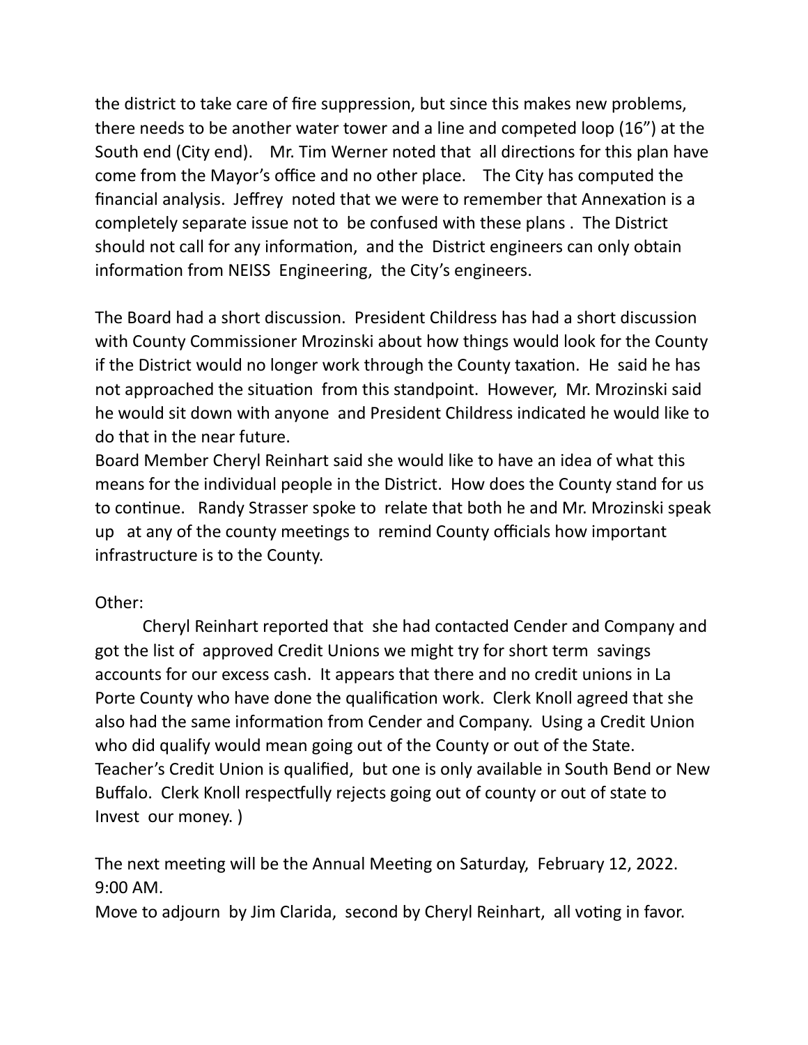the district to take care of fire suppression, but since this makes new problems, there needs to be another water tower and a line and competed loop (16") at the South end (City end). Mr. Tim Werner noted that all directions for this plan have come from the Mayor's office and no other place. The City has computed the financial analysis. Jeffrey noted that we were to remember that Annexation is a completely separate issue not to be confused with these plans . The District should not call for any information, and the District engineers can only obtain information from NEISS Engineering, the City's engineers.

The Board had a short discussion. President Childress has had a short discussion with County Commissioner Mrozinski about how things would look for the County if the District would no longer work through the County taxation. He said he has not approached the situation from this standpoint. However, Mr. Mrozinski said he would sit down with anyone and President Childress indicated he would like to do that in the near future.

Board Member Cheryl Reinhart said she would like to have an idea of what this means for the individual people in the District. How does the County stand for us to continue. Randy Strasser spoke to relate that both he and Mr. Mrozinski speak up at any of the county meetings to remind County officials how important infrastructure is to the County.

Other:

Cheryl Reinhart reported that she had contacted Cender and Company and got the list of approved Credit Unions we might try for short term savings accounts for our excess cash. It appears that there and no credit unions in La Porte County who have done the qualification work. Clerk Knoll agreed that she also had the same information from Cender and Company. Using a Credit Union who did qualify would mean going out of the County or out of the State. Teacher's Credit Union is qualified, but one is only available in South Bend or New Buffalo. Clerk Knoll respectfully rejects going out of county or out of state to Invest our money. )

The next meeting will be the Annual Meeting on Saturday, February 12, 2022. 9:00 AM.

Move to adjourn by Jim Clarida, second by Cheryl Reinhart, all voting in favor.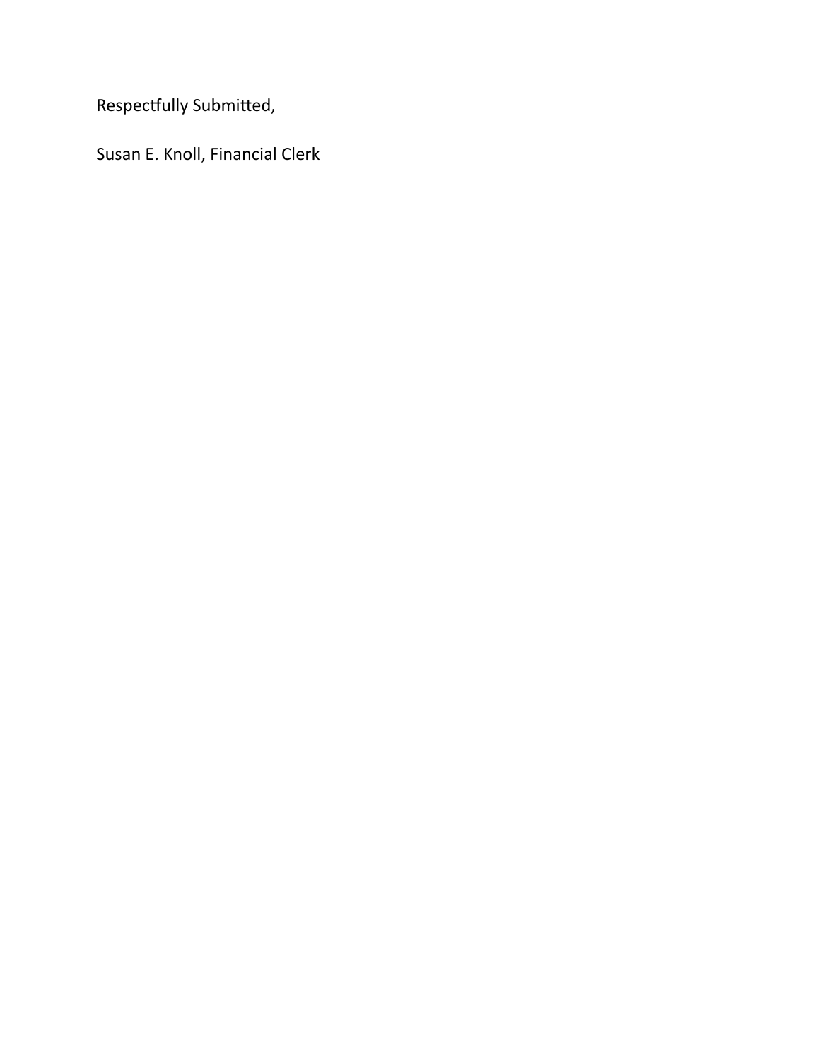Respectfully Submitted,

Susan E. Knoll, Financial Clerk